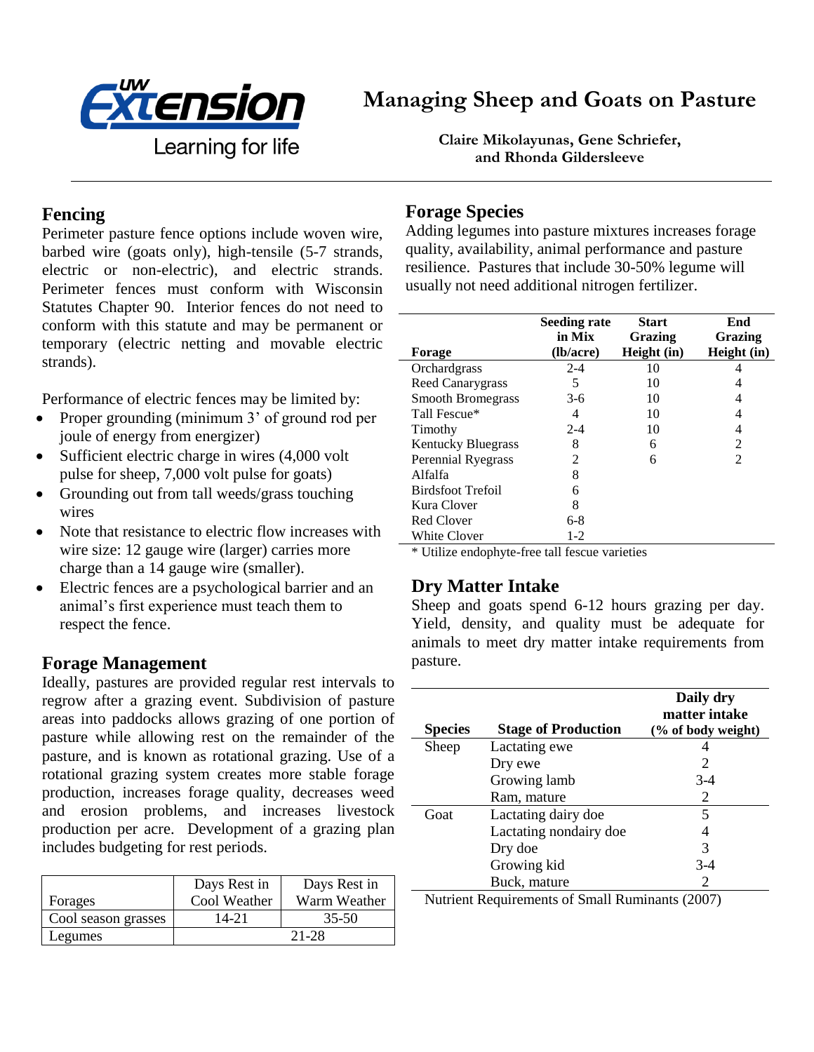# Managing Sheep and Goats on Pasture

**Claire Mikolayunas, Gene Schriefer, and Rhonda Gildersleeve**

## Fencing

Perimeter pasture fence options include woven wire, barbed wire (goats only), high-tensile (5-7 strands, electric or non-electric), and electric strands. Perimeter fences must conform with Wisconsin Statutes Chapter 90. Interior fences do not need to conform with this statute and may be permanent or temporary (electric netting and movable electric strands).

Performance of electric fences may be limited by:

- Proper grounding (minimum 3' of ground rod per joule of energy from energizer)
- Sufficient electric charge in wires (4,000 volt pulse for sheep, 7,000 volt pulse for goats)
- Grounding out from tall weeds/grass touching wires
- Note that resistance to electric flow increases with wire size: 12 gauge wire (larger) carries more charge than a 14 gauge wire (smaller).
- Electric fences are a psychological barrier and an animal's first experience must teach them to respect the fence.

## Forage Management

Ideally, pastures are provided regular rest intervals to regrow after a grazing event. Subdivision of pasture areas into paddocks allows grazing of one portion of pasture while allowing rest on the remainder of the pasture, and is known as rotational grazing. Use of a rotational grazing system creates more stable forage production, increases forage quality, decreases weed and erosion problems, and increases livestock production per acre. Development of a grazing plan includes budgeting for rest periods.

| Forages | Days Rest in Cool Weather | Days Rest in Warm Weather |
|---|---|---|
| Cool season grasses | 14-21 | 35-50 |
| Legumes | 21-28 | |

## Forage Species

Adding legumes into pasture mixtures increases forage quality, availability, animal performance and pasture resilience. Pastures that include 30-50% legume will usually not need additional nitrogen fertilizer.

| Forage | Seeding rate in Mix (lb/acre) | Start Grazing Height (in) | End Grazing Height (in) |
|---|---|---|---|
| Orchardgrass | 2-4 | 10 | 4 |
| Reed Canarygrass | 5 | 10 | 4 |
| Smooth Bromegrass | 3-6 | 10 | 4 |
| Tall Fescue* | 4 | 10 | 4 |
| Timothy | 2-4 | 10 | 4 |
| Kentucky Bluegrass | 8 | 6 | 2 |
| Perennial Ryegrass | 2 | 6 | 2 |
| Alfalfa | 8 | | |
| Birdsfoot Trefoil | 6 | | |
| Kura Clover | 8 | | |
| Red Clover | 6-8 | | |
| White Clover | 1-2 | | |

\* Utilize endophyte-free tall fescue varieties

## Dry Matter Intake

Sheep and goats spend 6-12 hours grazing per day. Yield, density, and quality must be adequate for animals to meet dry matter intake requirements from pasture.

| Species | Stage of Production | Daily dry matter intake (% of body weight) |
|---|---|---|
| Sheep | Lactating ewe | 4 |
| | Dry ewe | 2 |
| | Growing lamb | 3-4 |
| | Ram, mature | 2 |
| Goat | Lactating dairy doe | 5 |
| | Lactating nondairy doe | 4 |
| | Dry doe | 3 |
| | Growing kid | 3-4 |
| | Buck, mature | 2 |

Nutrient Requirements of Small Ruminants (2007)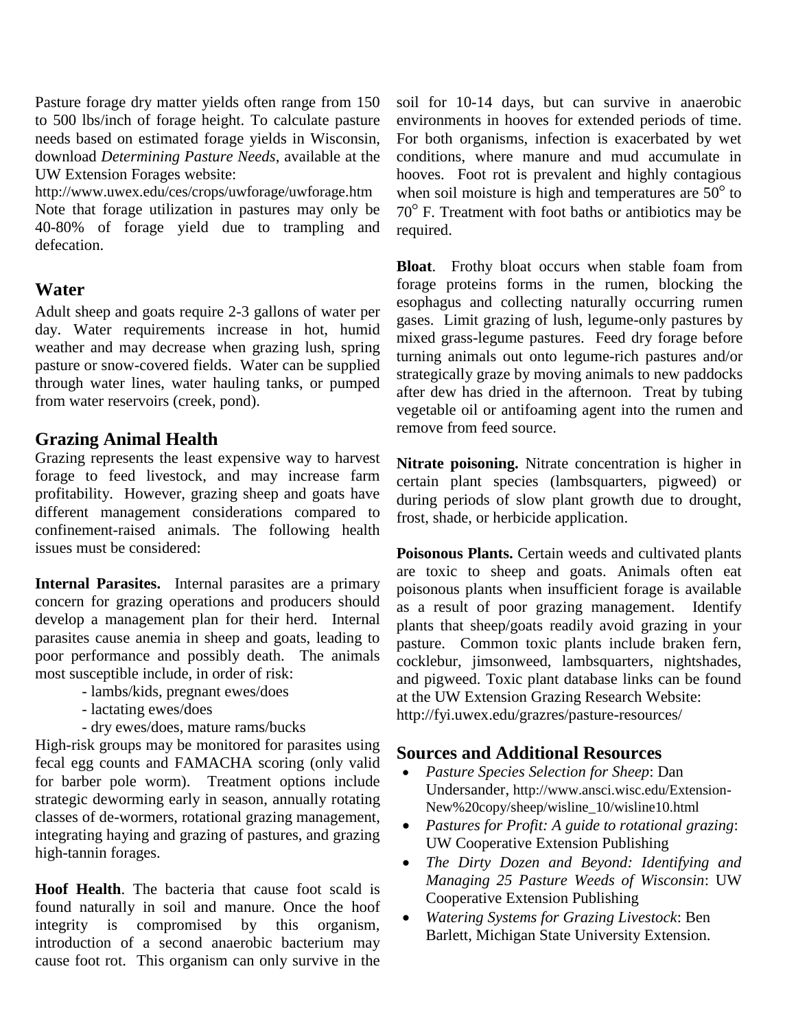Pasture forage dry matter yields often range from 150 to 500 lbs/inch of forage height. To calculate pasture needs based on estimated forage yields in Wisconsin, download *Determining Pasture Needs*, available at the UW Extension Forages website:
http://www.uwex.edu/ces/crops/uwforage/uwforage.htm
Note that forage utilization in pastures may only be 40-80% of forage yield due to trampling and defecation.

## Water

Adult sheep and goats require 2-3 gallons of water per day. Water requirements increase in hot, humid weather and may decrease when grazing lush, spring pasture or snow-covered fields. Water can be supplied through water lines, water hauling tanks, or pumped from water reservoirs (creek, pond).

## Grazing Animal Health

Grazing represents the least expensive way to harvest forage to feed livestock, and may increase farm profitability. However, grazing sheep and goats have different management considerations compared to confinement-raised animals. The following health issues must be considered:

**Internal Parasites.** Internal parasites are a primary concern for grazing operations and producers should develop a management plan for their herd. Internal parasites cause anemia in sheep and goats, leading to poor performance and possibly death. The animals most susceptible include, in order of risk:

- lambs/kids, pregnant ewes/does
- lactating ewes/does
- dry ewes/does, mature rams/bucks

High-risk groups may be monitored for parasites using fecal egg counts and FAMACHA scoring (only valid for barber pole worm). Treatment options include strategic deworming early in season, annually rotating classes of de-wormers, rotational grazing management, integrating haying and grazing of pastures, and grazing high-tannin forages.

**Hoof Health**. The bacteria that cause foot scald is found naturally in soil and manure. Once the hoof integrity is compromised by this organism, introduction of a second anaerobic bacterium may cause foot rot. This organism can only survive in the soil for 10-14 days, but can survive in anaerobic environments in hooves for extended periods of time. For both organisms, infection is exacerbated by wet conditions, where manure and mud accumulate in hooves. Foot rot is prevalent and highly contagious when soil moisture is high and temperatures are 50° to 70° F. Treatment with foot baths or antibiotics may be required.

**Bloat**. Frothy bloat occurs when stable foam from forage proteins forms in the rumen, blocking the esophagus and collecting naturally occurring rumen gases. Limit grazing of lush, legume-only pastures by mixed grass-legume pastures. Feed dry forage before turning animals out onto legume-rich pastures and/or strategically graze by moving animals to new paddocks after dew has dried in the afternoon. Treat by tubing vegetable oil or antifoaming agent into the rumen and remove from feed source.

**Nitrate poisoning.** Nitrate concentration is higher in certain plant species (lambsquarters, pigweed) or during periods of slow plant growth due to drought, frost, shade, or herbicide application.

**Poisonous Plants.** Certain weeds and cultivated plants are toxic to sheep and goats. Animals often eat poisonous plants when insufficient forage is available as a result of poor grazing management. Identify plants that sheep/goats readily avoid grazing in your pasture. Common toxic plants include braken fern, cocklebur, jimsonweed, lambsquarters, nightshades, and pigweed. Toxic plant database links can be found at the UW Extension Grazing Research Website:
http://fyi.uwex.edu/grazres/pasture-resources/

## Sources and Additional Resources

- *Pasture Species Selection for Sheep*: Dan Undersander, http://www.ansci.wisc.edu/Extension-New%20copy/sheep/wisline_10/wisline10.html
- *Pastures for Profit: A guide to rotational grazing*: UW Cooperative Extension Publishing
- *The Dirty Dozen and Beyond: Identifying and Managing 25 Pasture Weeds of Wisconsin*: UW Cooperative Extension Publishing
- *Watering Systems for Grazing Livestock*: Ben Barlett, Michigan State University Extension.